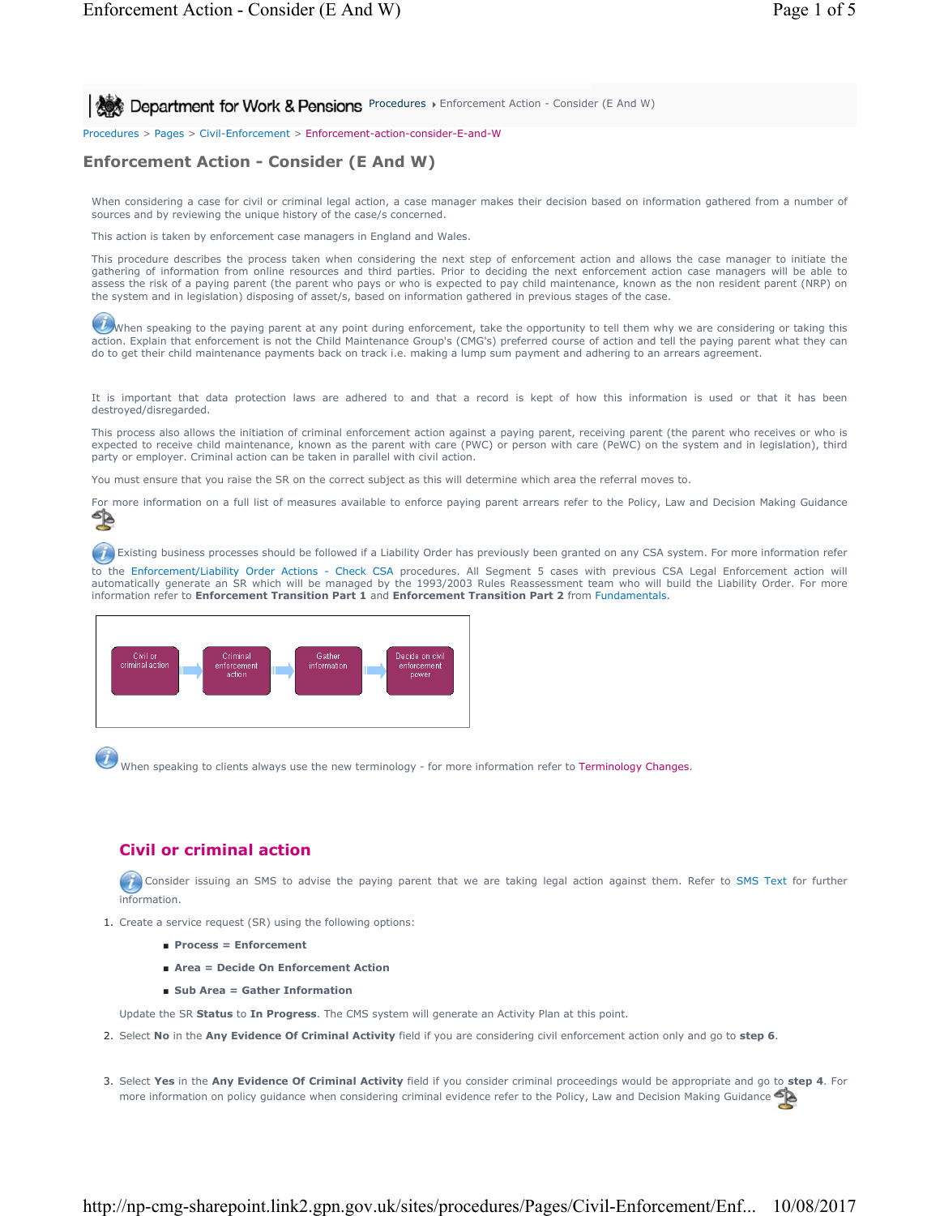Department for Work & Pensions Procedures ▸ Enforcement Action - Consider (E And W)

Procedures > Pages > Civil-Enforcement > Enforcement-action-consider-E-and-W

# Enforcement Action - Consider (E And W)

When considering a case for civil or criminal legal action, a case manager makes their decision based on information gathered from a number of sources and by reviewing the unique history of the case/s concerned.

This action is taken by enforcement case managers in England and Wales.

This procedure describes the process taken when considering the next step of enforcement action and allows the case manager to initiate the gathering of information from online resources and third parties. Prior to deciding the next enforcement action case managers will be able to assess the risk of a paying parent (the parent who pays or who is expected to pay child maintenance, known as the non resident parent (NRP) on the system and in legislation) disposing of asset/s, based on information gathered in previous stages of the case.

When speaking to the paying parent at any point during enforcement, take the opportunity to tell them why we are considering or taking this action. Explain that enforcement is not the Child Maintenance Group's (CMG's) preferred course of action and tell the paying parent what they can do to get their child maintenance payments back on track i.e. making a lump sum payment and adhering to an arrears agreement.

It is important that data protection laws are adhered to and that a record is kept of how this information is used or that it has been destroyed/disregarded.

This process also allows the initiation of criminal enforcement action against a paying parent, receiving parent (the parent who receives or who is expected to receive child maintenance, known as the parent with care (PWC) or person with care (PeWC) on the system and in legislation), third party or employer. Criminal action can be taken in parallel with civil action.

You must ensure that you raise the SR on the correct subject as this will determine which area the referral moves to.

For more information on a full list of measures available to enforce paying parent arrears refer to the Policy, Law and Decision Making Guidance

Existing business processes should be followed if a Liability Order has previously been granted on any CSA system. For more information refer to the Enforcement/Liability Order Actions - Check CSA procedures. All Segment 5 cases with previous CSA Legal Enforcement action will automatically generate an SR which will be managed by the 1993/2003 Rules Reassessment team who will build the Liability Order. For more information refer to **Enforcement Transition Part 1** and **Enforcement Transition Part 2** from Fundamentals.

Civil or criminal action → Criminal enforcement action → Gather information → Decide on civil enforcement power

When speaking to clients always use the new terminology - for more information refer to Terminology Changes.

## Civil or criminal action

Consider issuing an SMS to advise the paying parent that we are taking legal action against them. Refer to SMS Text for further information.

1. Create a service request (SR) using the following options:
   - **Process = Enforcement**
   - **Area = Decide On Enforcement Action**
   - **Sub Area = Gather Information**

   Update the SR **Status** to **In Progress**. The CMS system will generate an Activity Plan at this point.
2. Select **No** in the **Any Evidence Of Criminal Activity** field if you are considering civil enforcement action only and go to **step 6**.
3. Select **Yes** in the **Any Evidence Of Criminal Activity** field if you consider criminal proceedings would be appropriate and go to **step 4**. For more information on policy guidance when considering criminal evidence refer to the Policy, Law and Decision Making Guidance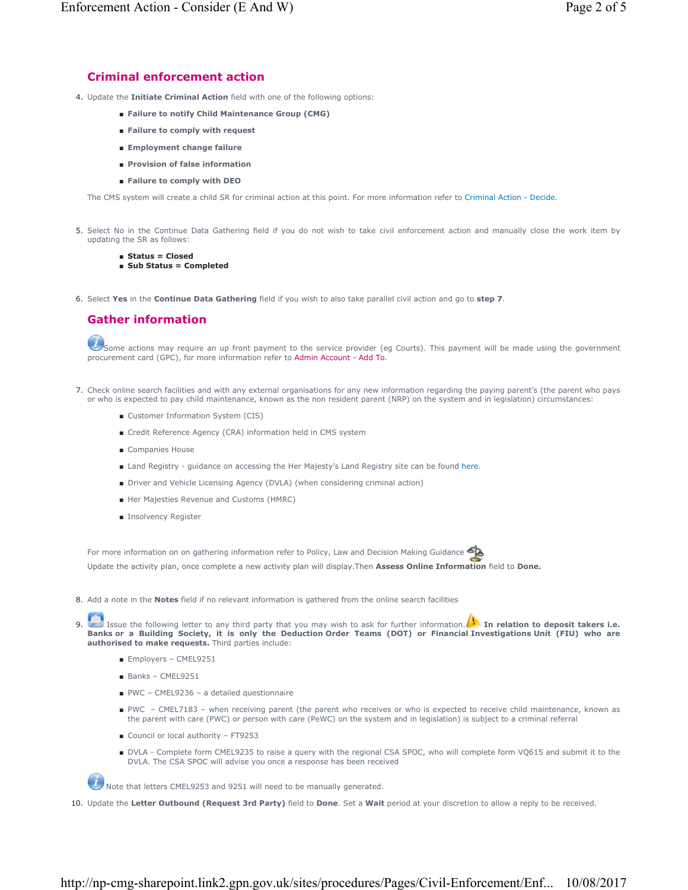## Criminal enforcement action

4. Update the **Initiate Criminal Action** field with one of the following options:
   - **Failure to notify Child Maintenance Group (CMG)**
   - **Failure to comply with request**
   - **Employment change failure**
   - **Provision of false information**
   - **Failure to comply with DEO**

   The CMS system will create a child SR for criminal action at this point. For more information refer to Criminal Action - Decide.

5. Select No in the Continue Data Gathering field if you do not wish to take civil enforcement action and manually close the work item by updating the SR as follows:
   - **Status = Closed**
   - **Sub Status = Completed**

6. Select **Yes** in the **Continue Data Gathering** field if you wish to also take parallel civil action and go to **step 7**.

## Gather information

Some actions may require an up front payment to the service provider (eg Courts). This payment will be made using the government procurement card (GPC), for more information refer to Admin Account - Add To.

7. Check online search facilities and with any external organisations for any new information regarding the paying parent's (the parent who pays or who is expected to pay child maintenance, known as the non resident parent (NRP) on the system and in legislation) circumstances:
   - Customer Information System (CIS)
   - Credit Reference Agency (CRA) information held in CMS system
   - Companies House
   - Land Registry - guidance on accessing the Her Majesty's Land Registry site can be found here.
   - Driver and Vehicle Licensing Agency (DVLA) (when considering criminal action)
   - Her Majesties Revenue and Customs (HMRC)
   - Insolvency Register

   For more information on on gathering information refer to Policy, Law and Decision Making Guidance

   Update the activity plan, once complete a new activity plan will display.Then **Assess Online Information** field to **Done.**

8. Add a note in the **Notes** field if no relevant information is gathered from the online search facilities

9. Issue the following letter to any third party that you may wish to ask for further information. **In relation to deposit takers i.e. Banks or a Building Society, it is only the Deduction Order Teams (DOT) or Financial Investigations Unit (FIU) who are authorised to make requests.** Third parties include:
   - Employers – CMEL9251
   - Banks – CMEL9251
   - PWC – CMEL9236 – a detailed questionnaire
   - PWC – CMEL7183 – when receiving parent (the parent who receives or who is expected to receive child maintenance, known as the parent with care (PWC) or person with care (PeWC) on the system and in legislation) is subject to a criminal referral
   - Council or local authority – FT9253
   - DVLA - Complete form CMEL9235 to raise a query with the regional CSA SPOC, who will complete form VQ615 and submit it to the DVLA. The CSA SPOC will advise you once a response has been received

   Note that letters CMEL9253 and 9251 will need to be manually generated.

10. Update the **Letter Outbound (Request 3rd Party)** field to **Done**. Set a **Wait** period at your discretion to allow a reply to be received.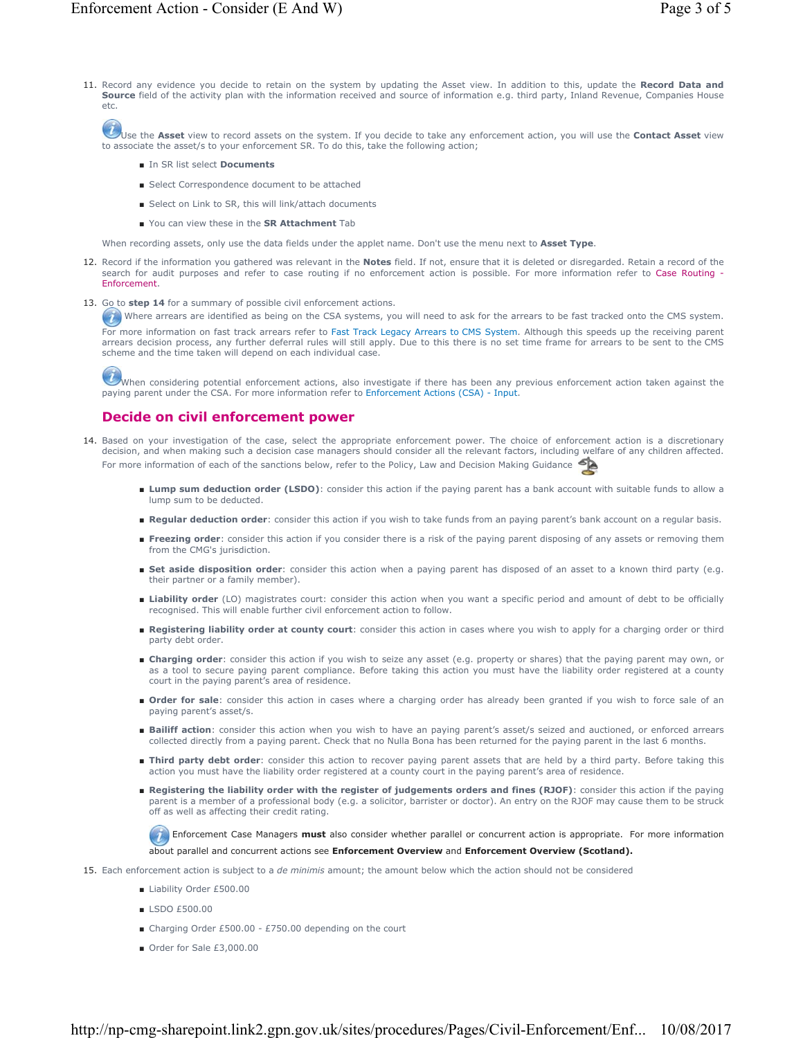11. Record any evidence you decide to retain on the system by updating the Asset view. In addition to this, update the **Record Data and Source** field of the activity plan with the information received and source of information e.g. third party, Inland Revenue, Companies House etc.

    Use the **Asset** view to record assets on the system. If you decide to take any enforcement action, you will use the **Contact Asset** view to associate the asset/s to your enforcement SR. To do this, take the following action;

    - In SR list select **Documents**
    - Select Correspondence document to be attached
    - Select on Link to SR, this will link/attach documents
    - You can view these in the **SR Attachment** Tab

    When recording assets, only use the data fields under the applet name. Don't use the menu next to **Asset Type**.

12. Record if the information you gathered was relevant in the **Notes** field. If not, ensure that it is deleted or disregarded. Retain a record of the search for audit purposes and refer to case routing if no enforcement action is possible. For more information refer to Case Routing - Enforcement.

13. Go to **step 14** for a summary of possible civil enforcement actions.

    Where arrears are identified as being on the CSA systems, you will need to ask for the arrears to be fast tracked onto the CMS system. For more information on fast track arrears refer to Fast Track Legacy Arrears to CMS System. Although this speeds up the receiving parent arrears decision process, any further deferral rules will still apply. Due to this there is no set time frame for arrears to be sent to the CMS scheme and the time taken will depend on each individual case.

    When considering potential enforcement actions, also investigate if there has been any previous enforcement action taken against the paying parent under the CSA. For more information refer to Enforcement Actions (CSA) - Input.

## Decide on civil enforcement power

14. Based on your investigation of the case, select the appropriate enforcement power. The choice of enforcement action is a discretionary decision, and when making such a decision case managers should consider all the relevant factors, including welfare of any children affected. For more information of each of the sanctions below, refer to the Policy, Law and Decision Making Guidance

    - **Lump sum deduction order (LSDO)**: consider this action if the paying parent has a bank account with suitable funds to allow a lump sum to be deducted.
    - **Regular deduction order**: consider this action if you wish to take funds from an paying parent's bank account on a regular basis.
    - **Freezing order**: consider this action if you consider there is a risk of the paying parent disposing of any assets or removing them from the CMG's jurisdiction.
    - **Set aside disposition order**: consider this action when a paying parent has disposed of an asset to a known third party (e.g. their partner or a family member).
    - **Liability order** (LO) magistrates court: consider this action when you want a specific period and amount of debt to be officially recognised. This will enable further civil enforcement action to follow.
    - **Registering liability order at county court**: consider this action in cases where you wish to apply for a charging order or third party debt order.
    - **Charging order**: consider this action if you wish to seize any asset (e.g. property or shares) that the paying parent may own, or as a tool to secure paying parent compliance. Before taking this action you must have the liability order registered at a county court in the paying parent's area of residence.
    - **Order for sale**: consider this action in cases where a charging order has already been granted if you wish to force sale of an paying parent's asset/s.
    - **Bailiff action**: consider this action when you wish to have an paying parent's asset/s seized and auctioned, or enforced arrears collected directly from a paying parent. Check that no Nulla Bona has been returned for the paying parent in the last 6 months.
    - **Third party debt order**: consider this action to recover paying parent assets that are held by a third party. Before taking this action you must have the liability order registered at a county court in the paying parent's area of residence.
    - **Registering the liability order with the register of judgements orders and fines (RJOF)**: consider this action if the paying parent is a member of a professional body (e.g. a solicitor, barrister or doctor). An entry on the RJOF may cause them to be struck off as well as affecting their credit rating.

      Enforcement Case Managers **must** also consider whether parallel or concurrent action is appropriate. For more information about parallel and concurrent actions see **Enforcement Overview** and **Enforcement Overview (Scotland).**

15. Each enforcement action is subject to a *de minimis* amount; the amount below which the action should not be considered

    - Liability Order £500.00
    - LSDO £500.00
    - Charging Order £500.00 - £750.00 depending on the court
    - Order for Sale £3,000.00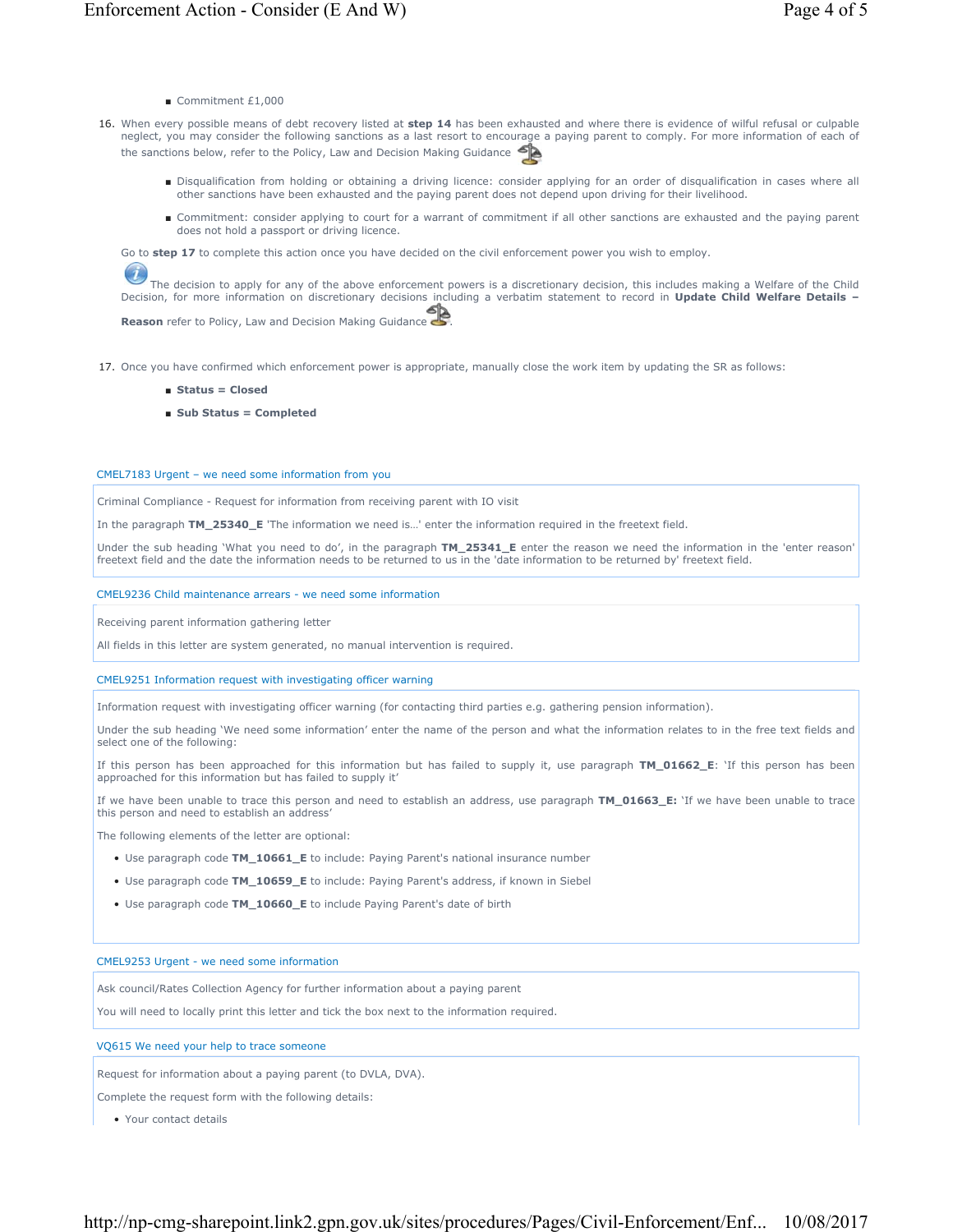- Commitment £1,000

16. When every possible means of debt recovery listed at **step 14** has been exhausted and where there is evidence of wilful refusal or culpable neglect, you may consider the following sanctions as a last resort to encourage a paying parent to comply. For more information of each of the sanctions below, refer to the Policy, Law and Decision Making Guidance

    - Disqualification from holding or obtaining a driving licence: consider applying for an order of disqualification in cases where all other sanctions have been exhausted and the paying parent does not depend upon driving for their livelihood.
    - Commitment: consider applying to court for a warrant of commitment if all other sanctions are exhausted and the paying parent does not hold a passport or driving licence.

    Go to **step 17** to complete this action once you have decided on the civil enforcement power you wish to employ.

    The decision to apply for any of the above enforcement powers is a discretionary decision, this includes making a Welfare of the Child Decision, for more information on discretionary decisions including a verbatim statement to record in **Update Child Welfare Details – Reason** refer to Policy, Law and Decision Making Guidance .

17. Once you have confirmed which enforcement power is appropriate, manually close the work item by updating the SR as follows:

    - **Status = Closed**
    - **Sub Status = Completed**

### CMEL7183 Urgent – we need some information from you

Criminal Compliance - Request for information from receiving parent with IO visit

In the paragraph **TM_25340_E** 'The information we need is...' enter the information required in the freetext field.

Under the sub heading 'What you need to do', in the paragraph **TM_25341_E** enter the reason we need the information in the 'enter reason' freetext field and the date the information needs to be returned to us in the 'date information to be returned by' freetext field.

### CMEL9236 Child maintenance arrears - we need some information

Receiving parent information gathering letter

All fields in this letter are system generated, no manual intervention is required.

### CMEL9251 Information request with investigating officer warning

Information request with investigating officer warning (for contacting third parties e.g. gathering pension information).

Under the sub heading 'We need some information' enter the name of the person and what the information relates to in the free text fields and select one of the following:

If this person has been approached for this information but has failed to supply it, use paragraph **TM_01662_E**: 'If this person has been approached for this information but has failed to supply it'

If we have been unable to trace this person and need to establish an address, use paragraph **TM_01663_E:** 'If we have been unable to trace this person and need to establish an address'

The following elements of the letter are optional:

- Use paragraph code **TM_10661_E** to include: Paying Parent's national insurance number
- Use paragraph code **TM_10659_E** to include: Paying Parent's address, if known in Siebel
- Use paragraph code **TM_10660_E** to include Paying Parent's date of birth

### CMEL9253 Urgent - we need some information

Ask council/Rates Collection Agency for further information about a paying parent

You will need to locally print this letter and tick the box next to the information required.

### VQ615 We need your help to trace someone

Request for information about a paying parent (to DVLA, DVA).

Complete the request form with the following details:

- Your contact details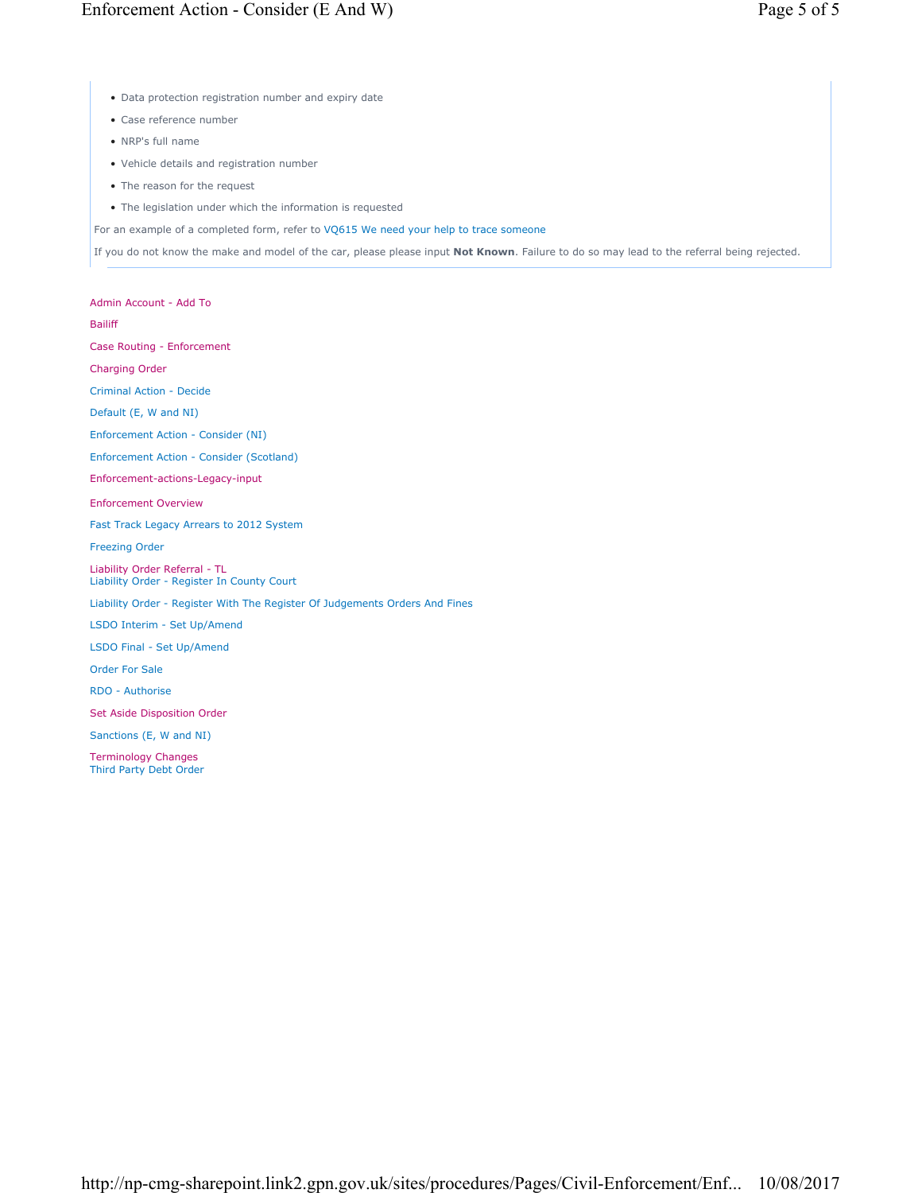- Data protection registration number and expiry date
- Case reference number
- NRP's full name
- Vehicle details and registration number
- The reason for the request
- The legislation under which the information is requested

For an example of a completed form, refer to VQ615 We need your help to trace someone

If you do not know the make and model of the car, please please input **Not Known**. Failure to do so may lead to the referral being rejected.

Admin Account - Add To

Bailiff

Case Routing - Enforcement

Charging Order

Criminal Action - Decide

Default (E, W and NI)

Enforcement Action - Consider (NI)

Enforcement Action - Consider (Scotland)

Enforcement-actions-Legacy-input

Enforcement Overview

Fast Track Legacy Arrears to 2012 System

Freezing Order

Liability Order Referral - TL
Liability Order - Register In County Court

Liability Order - Register With The Register Of Judgements Orders And Fines

LSDO Interim - Set Up/Amend

LSDO Final - Set Up/Amend

Order For Sale

RDO - Authorise

Set Aside Disposition Order

Sanctions (E, W and NI)

Terminology Changes
Third Party Debt Order